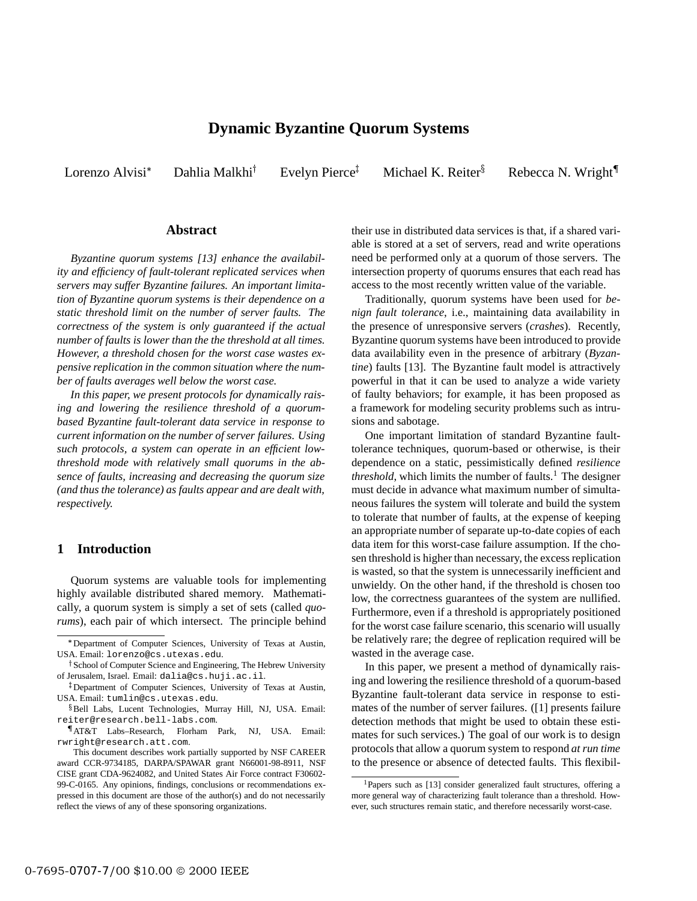# Dynamic Byzantine Quorum Systems

Lorenzo Alvisi[*] Dahlia Malkhi[†] Evelyn Pierce[‡] Michael K. Reiter[§] Rebecca N. Wright[¶]

## Abstract

*Byzantine quorum systems [13] enhance the availability and efficiency of fault-tolerant replicated services when servers may suffer Byzantine failures. An important limitation of Byzantine quorum systems is their dependence on a static threshold limit on the number of server faults. The correctness of the system is only guaranteed if the actual number of faults is lower than the the threshold at all times. However, a threshold chosen for the worst case wastes expensive replication in the common situation where the number of faults averages well below the worst case.*

*In this paper, we present protocols for dynamically raising and lowering the resilience threshold of a quorum-based Byzantine fault-tolerant data service in response to current information on the number of server failures. Using such protocols, a system can operate in an efficient low-threshold mode with relatively small quorums in the absence of faults, increasing and decreasing the quorum size (and thus the tolerance) as faults appear and are dealt with, respectively.*

## 1 Introduction

Quorum systems are valuable tools for implementing highly available distributed shared memory. Mathematically, a quorum system is simply a set of sets (called *quorums*), each pair of which intersect. The principle behind their use in distributed data services is that, if a shared variable is stored at a set of servers, read and write operations need be performed only at a quorum of those servers. The intersection property of quorums ensures that each read has access to the most recently written value of the variable.

Traditionally, quorum systems have been used for *benign fault tolerance*, i.e., maintaining data availability in the presence of unresponsive servers (*crashes*). Recently, Byzantine quorum systems have been introduced to provide data availability even in the presence of arbitrary (*Byzantine*) faults [13]. The Byzantine fault model is attractively powerful in that it can be used to analyze a wide variety of faulty behaviors; for example, it has been proposed as a framework for modeling security problems such as intrusions and sabotage.

One important limitation of standard Byzantine fault-tolerance techniques, quorum-based or otherwise, is their dependence on a static, pessimistically defined *resilience threshold*, which limits the number of faults.[1] The designer must decide in advance what maximum number of simultaneous failures the system will tolerate and build the system to tolerate that number of faults, at the expense of keeping an appropriate number of separate up-to-date copies of each data item for this worst-case failure assumption. If the chosen threshold is higher than necessary, the excess replication is wasted, so that the system is unnecessarily inefficient and unwieldy. On the other hand, if the threshold is chosen too low, the correctness guarantees of the system are nullified. Furthermore, even if a threshold is appropriately positioned for the worst case failure scenario, this scenario will usually be relatively rare; the degree of replication required will be wasted in the average case.

In this paper, we present a method of dynamically raising and lowering the resilience threshold of a quorum-based Byzantine fault-tolerant data service in response to estimates of the number of server failures. ([1] presents failure detection methods that might be used to obtain these estimates for such services.) The goal of our work is to design protocols that allow a quorum system to respond *at run time* to the presence or absence of detected faults. This flexibil-

---

[*] Department of Computer Sciences, University of Texas at Austin, USA. Email: lorenzo@cs.utexas.edu.

[†] School of Computer Science and Engineering, The Hebrew University of Jerusalem, Israel. Email: dalia@cs.huji.ac.il.

[‡] Department of Computer Sciences, University of Texas at Austin, USA. Email: tumlin@cs.utexas.edu.

[§] Bell Labs, Lucent Technologies, Murray Hill, NJ, USA. Email: reiter@research.bell-labs.com.

[¶] AT&T Labs–Research, Florham Park, NJ, USA. Email: rwright@research.att.com.

This document describes work partially supported by NSF CAREER award CCR-9734185, DARPA/SPAWAR grant N66001-98-8911, NSF CISE grant CDA-9624082, and United States Air Force contract F30602-99-C-0165. Any opinions, findings, conclusions or recommendations expressed in this document are those of the author(s) and do not necessarily reflect the views of any of these sponsoring organizations.

[1] Papers such as [13] consider generalized fault structures, offering a more general way of characterizing fault tolerance than a threshold. However, such structures remain static, and therefore necessarily worst-case.

0-7695-0707-7/00 $10.00 © 2000 IEEE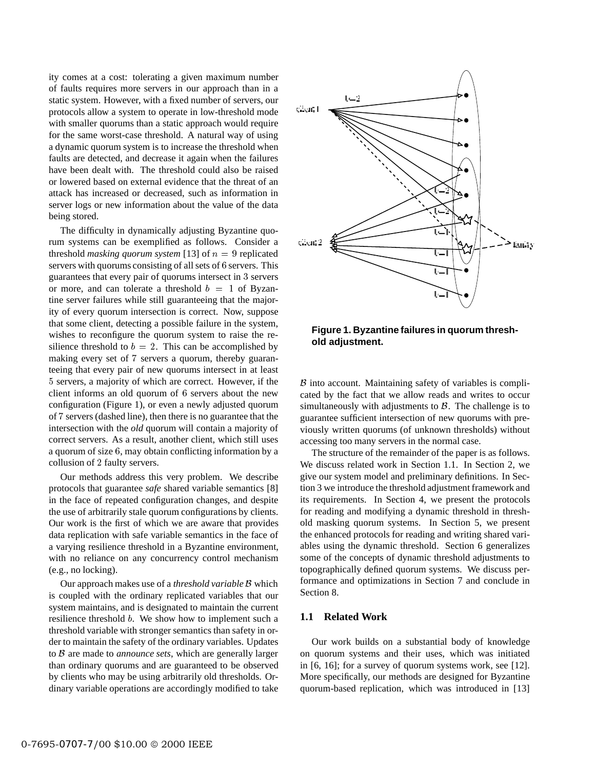ity comes at a cost: tolerating a given maximum number of faults requires more servers in our approach than in a static system. However, with a fixed number of servers, our protocols allow a system to operate in low-threshold mode with smaller quorums than a static approach would require for the same worst-case threshold. A natural way of using a dynamic quorum system is to increase the threshold when faults are detected, and decrease it again when the failures have been dealt with. The threshold could also be raised or lowered based on external evidence that the threat of an attack has increased or decreased, such as information in server logs or new information about the value of the data being stored.

The difficulty in dynamically adjusting Byzantine quorum systems can be exemplified as follows. Consider a threshold *masking quorum system* [13] of $n = 9$ replicated servers with quorums consisting of all sets of 6 servers. This guarantees that every pair of quorums intersect in 3 servers or more, and can tolerate a threshold $b = 1$ of Byzantine server failures while still guaranteeing that the majority of every quorum intersection is correct. Now, suppose that some client, detecting a possible failure in the system, wishes to reconfigure the quorum system to raise the resilience threshold to $b = 2$. This can be accomplished by making every set of 7 servers a quorum, thereby guaranteeing that every pair of new quorums intersect in at least 5 servers, a majority of which are correct. However, if the client informs an old quorum of 6 servers about the new configuration (Figure 1), or even a newly adjusted quorum of 7 servers (dashed line), then there is no guarantee that the intersection with the *old* quorum will contain a majority of correct servers. As a result, another client, which still uses a quorum of size 6, may obtain conflicting information by a collusion of 2 faulty servers.

Our methods address this very problem. We describe protocols that guarantee *safe* shared variable semantics [8] in the face of repeated configuration changes, and despite the use of arbitrarily stale quorum configurations by clients. Our work is the first of which we are aware that provides data replication with safe variable semantics in the face of a varying resilience threshold in a Byzantine environment, with no reliance on any concurrency control mechanism (e.g., no locking).

Our approach makes use of a *threshold variable* $\mathcal{B}$ which is coupled with the ordinary replicated variables that our system maintains, and is designated to maintain the current resilience threshold $b$. We show how to implement such a threshold variable with stronger semantics than safety in order to maintain the safety of the ordinary variables. Updates to $\mathcal{B}$ are made to *announce sets*, which are generally larger than ordinary quorums and are guaranteed to be observed by clients who may be using arbitrarily old thresholds. Ordinary variable operations are accordingly modified to take $\mathcal{B}$ into account. Maintaining safety of variables is complicated by the fact that we allow reads and writes to occur simultaneously with adjustments to $\mathcal{B}$. The challenge is to guarantee sufficient intersection of new quorums with previously written quorums (of unknown thresholds) without accessing too many servers in the normal case.

**Figure 1. Byzantine failures in quorum threshold adjustment.**

The structure of the remainder of the paper is as follows. We discuss related work in Section 1.1. In Section 2, we give our system model and preliminary definitions. In Section 3 we introduce the threshold adjustment framework and its requirements. In Section 4, we present the protocols for reading and modifying a dynamic threshold in threshold masking quorum systems. In Section 5, we present the enhanced protocols for reading and writing shared variables using the dynamic threshold. Section 6 generalizes some of the concepts of dynamic threshold adjustments to topographically defined quorum systems. We discuss performance and optimizations in Section 7 and conclude in Section 8.

### 1.1 Related Work

Our work builds on a substantial body of knowledge on quorum systems and their uses, which was initiated in [6, 16]; for a survey of quorum systems work, see [12]. More specifically, our methods are designed for Byzantine quorum-based replication, which was introduced in [13]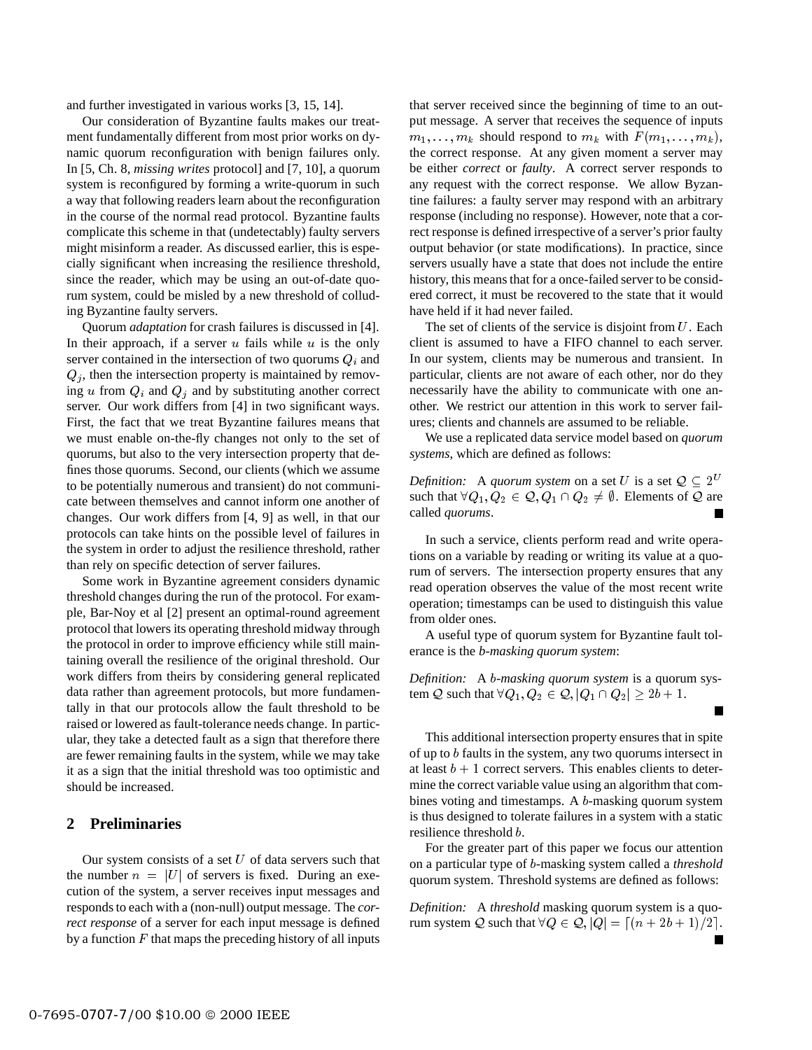and further investigated in various works [3, 15, 14].

Our consideration of Byzantine faults makes our treatment fundamentally different from most prior works on dynamic quorum reconfiguration with benign failures only. In [5, Ch. 8, *missing writes* protocol] and [7, 10], a quorum system is reconfigured by forming a write-quorum in such a way that following readers learn about the reconfiguration in the course of the normal read protocol. Byzantine faults complicate this scheme in that (undetectably) faulty servers might misinform a reader. As discussed earlier, this is especially significant when increasing the resilience threshold, since the reader, which may be using an out-of-date quorum system, could be misled by a new threshold of colluding Byzantine faulty servers.

Quorum *adaptation* for crash failures is discussed in [4]. In their approach, if a server $u$ fails while $u$ is the only server contained in the intersection of two quorums $Q_i$ and $Q_j$, then the intersection property is maintained by removing $u$ from $Q_i$ and $Q_j$ and by substituting another correct server. Our work differs from [4] in two significant ways. First, the fact that we treat Byzantine failures means that we must enable on-the-fly changes not only to the set of quorums, but also to the very intersection property that defines those quorums. Second, our clients (which we assume to be potentially numerous and transient) do not communicate between themselves and cannot inform one another of changes. Our work differs from [4, 9] as well, in that our protocols can take hints on the possible level of failures in the system in order to adjust the resilience threshold, rather than rely on specific detection of server failures.

Some work in Byzantine agreement considers dynamic threshold changes during the run of the protocol. For example, Bar-Noy et al [2] present an optimal-round agreement protocol that lowers its operating threshold midway through the protocol in order to improve efficiency while still maintaining overall the resilience of the original threshold. Our work differs from theirs by considering general replicated data rather than agreement protocols, but more fundamentally in that our protocols allow the fault threshold to be raised or lowered as fault-tolerance needs change. In particular, they take a detected fault as a sign that therefore there are fewer remaining faults in the system, while we may take it as a sign that the initial threshold was too optimistic and should be increased.

## 2 Preliminaries

Our system consists of a set $U$ of data servers such that the number $n = |U|$ of servers is fixed. During an execution of the system, a server receives input messages and responds to each with a (non-null) output message. The *correct response* of a server for each input message is defined by a function $F$ that maps the preceding history of all inputs that server received since the beginning of time to an output message. A server that receives the sequence of inputs $m_1, \ldots, m_k$ should respond to $m_k$ with $F(m_1, \ldots, m_k)$, the correct response. At any given moment a server may be either *correct* or *faulty*. A correct server responds to any request with the correct response. We allow Byzantine failures: a faulty server may respond with an arbitrary response (including no response). However, note that a correct response is defined irrespective of a server's prior faulty output behavior (or state modifications). In practice, since servers usually have a state that does not include the entire history, this means that for a once-failed server to be considered correct, it must be recovered to the state that it would have held if it had never failed.

The set of clients of the service is disjoint from $U$. Each client is assumed to have a FIFO channel to each server. In our system, clients may be numerous and transient. In particular, clients are not aware of each other, nor do they necessarily have the ability to communicate with one another. We restrict our attention in this work to server failures; clients and channels are assumed to be reliable.

We use a replicated data service model based on *quorum systems*, which are defined as follows:

*Definition:* A *quorum system* on a set $U$ is a set $\mathcal{Q} \subseteq 2^U$ such that $\forall Q_1, Q_2 \in \mathcal{Q}, Q_1 \cap Q_2 \neq \emptyset$. Elements of $\mathcal{Q}$ are called *quorums*. ∎

In such a service, clients perform read and write operations on a variable by reading or writing its value at a quorum of servers. The intersection property ensures that any read operation observes the value of the most recent write operation; timestamps can be used to distinguish this value from older ones.

A useful type of quorum system for Byzantine fault tolerance is the *b-masking quorum system*:

*Definition:* A $b$*-masking quorum system* is a quorum system $\mathcal{Q}$ such that $\forall Q_1, Q_2 \in \mathcal{Q}, |Q_1 \cap Q_2| \geq 2b + 1$. ∎

This additional intersection property ensures that in spite of up to $b$ faults in the system, any two quorums intersect in at least $b + 1$ correct servers. This enables clients to determine the correct variable value using an algorithm that combines voting and timestamps. A $b$-masking quorum system is thus designed to tolerate failures in a system with a static resilience threshold $b$.

For the greater part of this paper we focus our attention on a particular type of $b$-masking system called a *threshold* quorum system. Threshold systems are defined as follows:

*Definition:* A *threshold* masking quorum system is a quorum system $\mathcal{Q}$ such that $\forall Q \in \mathcal{Q}, |Q| = \lceil (n + 2b + 1)/2 \rceil$. ∎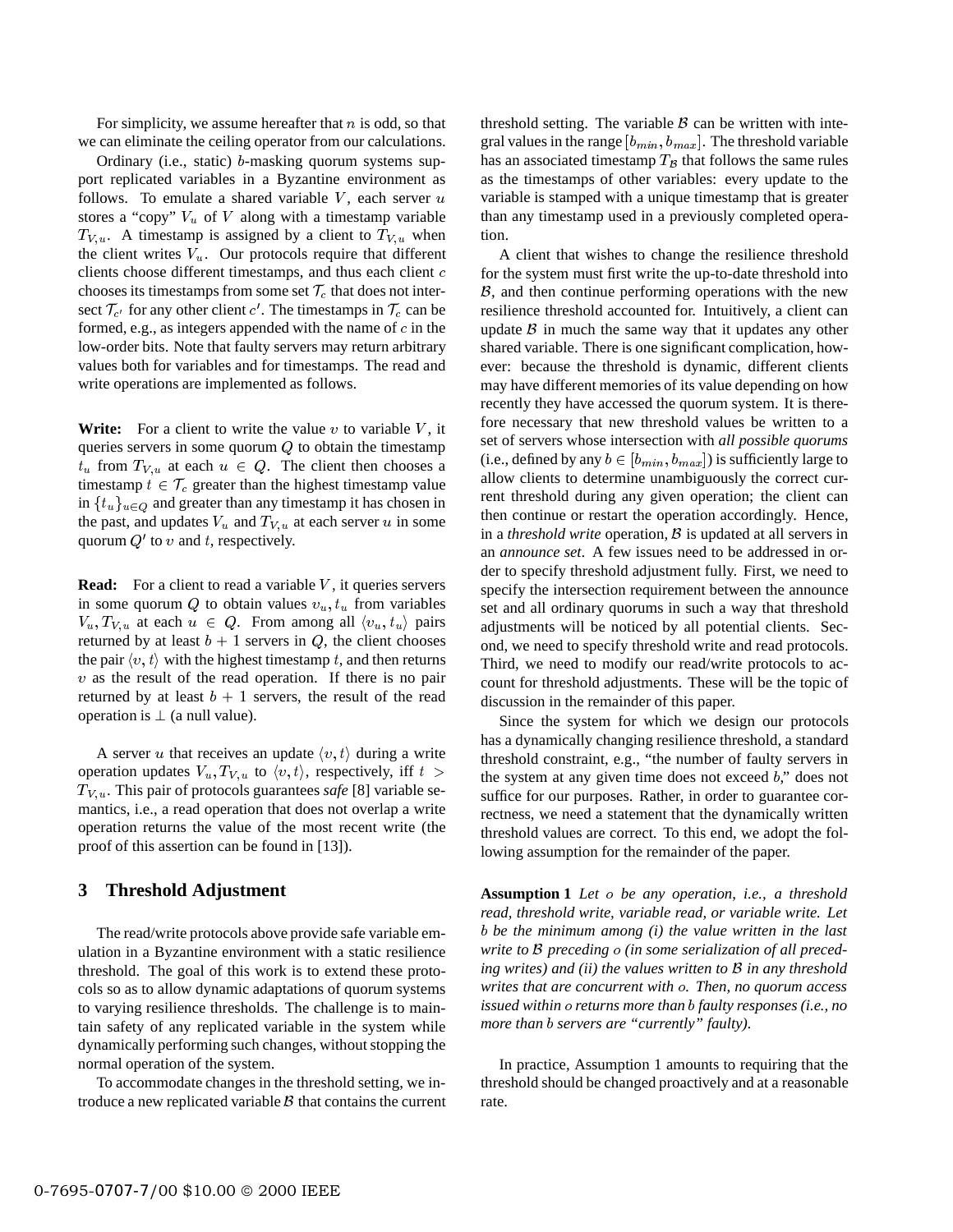For simplicity, we assume hereafter that $n$ is odd, so that we can eliminate the ceiling operator from our calculations.

Ordinary (i.e., static) $b$-masking quorum systems support replicated variables in a Byzantine environment as follows. To emulate a shared variable $V$, each server $u$ stores a "copy" $V_u$ of $V$ along with a timestamp variable $T_{V,u}$. A timestamp is assigned by a client to $T_{V,u}$ when the client writes $V_u$. Our protocols require that different clients choose different timestamps, and thus each client $c$ chooses its timestamps from some set $\mathcal{T}_c$ that does not intersect $\mathcal{T}_{c'}$ for any other client $c'$. The timestamps in $\mathcal{T}_c$ can be formed, e.g., as integers appended with the name of $c$ in the low-order bits. Note that faulty servers may return arbitrary values both for variables and for timestamps. The read and write operations are implemented as follows.

**Write:** For a client to write the value $v$ to variable $V$, it queries servers in some quorum $Q$ to obtain the timestamp $t_u$ from $T_{V,u}$ at each $u \in Q$. The client then chooses a timestamp $t \in \mathcal{T}_c$ greater than the highest timestamp value in $\{t_u\}_{u \in Q}$ and greater than any timestamp it has chosen in the past, and updates $V_u$ and $T_{V,u}$ at each server $u$ in some quorum $Q'$ to $v$ and $t$, respectively.

**Read:** For a client to read a variable $V$, it queries servers in some quorum $Q$ to obtain values $v_u, t_u$ from variables $V_u, T_{V,u}$ at each $u \in Q$. From among all $\langle v_u, t_u \rangle$ pairs returned by at least $b+1$ servers in $Q$, the client chooses the pair $\langle v, t \rangle$ with the highest timestamp $t$, and then returns $v$ as the result of the read operation. If there is no pair returned by at least $b+1$ servers, the result of the read operation is $\perp$ (a null value).

A server $u$ that receives an update $\langle v, t \rangle$ during a write operation updates $V_u, T_{V,u}$ to $\langle v, t \rangle$, respectively, iff $t > T_{V,u}$. This pair of protocols guarantees *safe* [8] variable semantics, i.e., a read operation that does not overlap a write operation returns the value of the most recent write (the proof of this assertion can be found in [13]).

## 3 Threshold Adjustment

The read/write protocols above provide safe variable emulation in a Byzantine environment with a static resilience threshold. The goal of this work is to extend these protocols so as to allow dynamic adaptations of quorum systems to varying resilience thresholds. The challenge is to maintain safety of any replicated variable in the system while dynamically performing such changes, without stopping the normal operation of the system.

To accommodate changes in the threshold setting, we introduce a new replicated variable $\mathcal{B}$ that contains the current threshold setting. The variable $\mathcal{B}$ can be written with integral values in the range $[b_{min}, b_{max}]$. The threshold variable has an associated timestamp $T_{\mathcal{B}}$ that follows the same rules as the timestamps of other variables: every update to the variable is stamped with a unique timestamp that is greater than any timestamp used in a previously completed operation.

A client that wishes to change the resilience threshold for the system must first write the up-to-date threshold into $\mathcal{B}$, and then continue performing operations with the new resilience threshold accounted for. Intuitively, a client can update $\mathcal{B}$ in much the same way that it updates any other shared variable. There is one significant complication, however: because the threshold is dynamic, different clients may have different memories of its value depending on how recently they have accessed the quorum system. It is therefore necessary that new threshold values be written to a set of servers whose intersection with *all possible quorums* (i.e., defined by any $b \in [b_{min}, b_{max}]$) is sufficiently large to allow clients to determine unambiguously the correct current threshold during any given operation; the client can then continue or restart the operation accordingly. Hence, in a *threshold write* operation, $\mathcal{B}$ is updated at all servers in an *announce set*. A few issues need to be addressed in order to specify threshold adjustment fully. First, we need to specify the intersection requirement between the announce set and all ordinary quorums in such a way that threshold adjustments will be noticed by all potential clients. Second, we need to specify threshold write and read protocols. Third, we need to modify our read/write protocols to account for threshold adjustments. These will be the topic of discussion in the remainder of this paper.

Since the system for which we design our protocols has a dynamically changing resilience threshold, a standard threshold constraint, e.g., "the number of faulty servers in the system at any given time does not exceed $b$," does not suffice for our purposes. Rather, in order to guarantee correctness, we need a statement that the dynamically written threshold values are correct. To this end, we adopt the following assumption for the remainder of the paper.

**Assumption 1** *Let $o$ be any operation, i.e., a threshold read, threshold write, variable read, or variable write. Let $b$ be the minimum among (i) the value written in the last write to $\mathcal{B}$ preceding $o$ (in some serialization of all preceding writes) and (ii) the values written to $\mathcal{B}$ in any threshold writes that are concurrent with $o$. Then, no quorum access issued within $o$ returns more than $b$ faulty responses (i.e., no more than $b$ servers are "currently" faulty).*

In practice, Assumption 1 amounts to requiring that the threshold should be changed proactively and at a reasonable rate.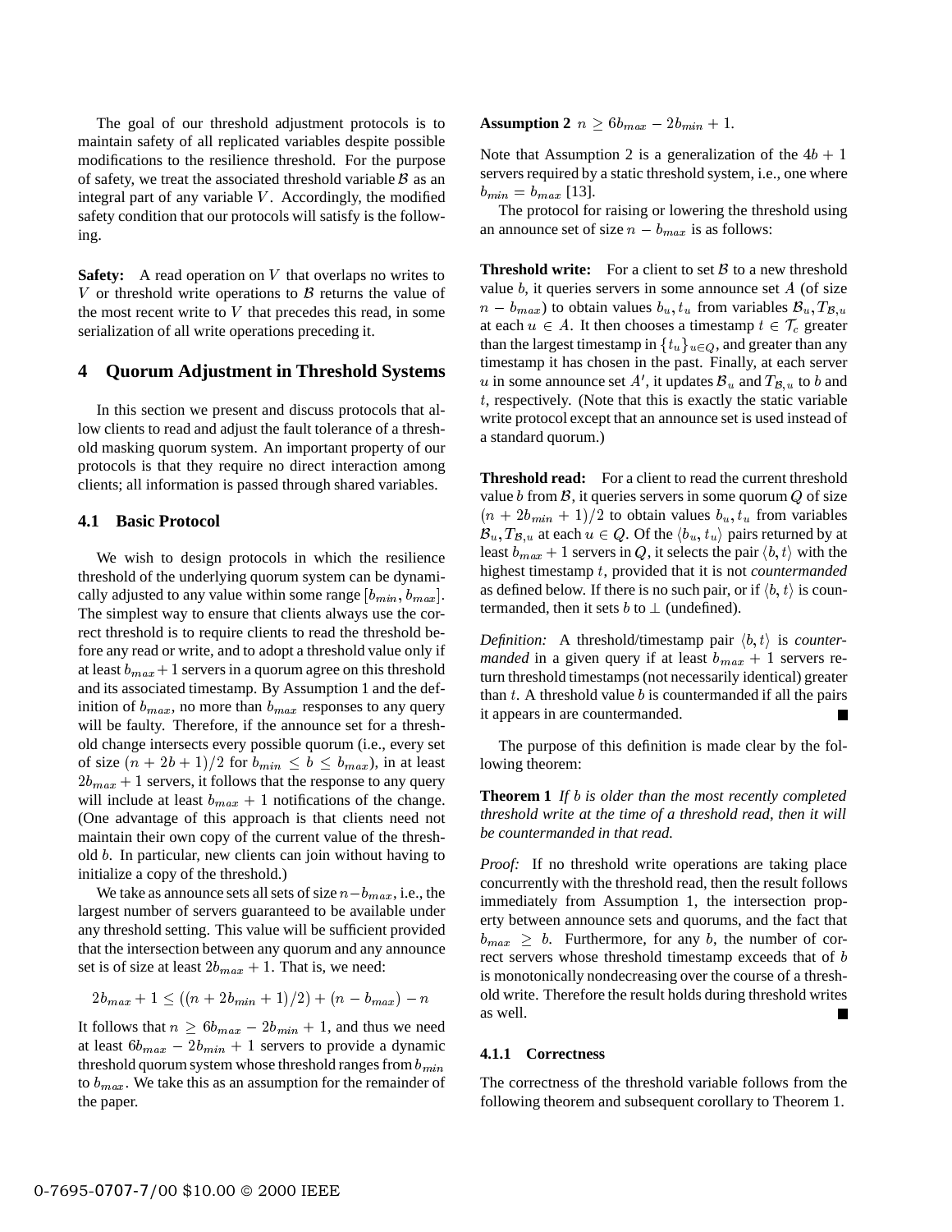The goal of our threshold adjustment protocols is to maintain safety of all replicated variables despite possible modifications to the resilience threshold. For the purpose of safety, we treat the associated threshold variable $\mathcal{B}$ as an integral part of any variable $V$. Accordingly, the modified safety condition that our protocols will satisfy is the following.

**Safety:** A read operation on $V$ that overlaps no writes to $V$ or threshold write operations to $\mathcal{B}$ returns the value of the most recent write to $V$ that precedes this read, in some serialization of all write operations preceding it.

## 4 Quorum Adjustment in Threshold Systems

In this section we present and discuss protocols that allow clients to read and adjust the fault tolerance of a threshold masking quorum system. An important property of our protocols is that they require no direct interaction among clients; all information is passed through shared variables.

### 4.1 Basic Protocol

We wish to design protocols in which the resilience threshold of the underlying quorum system can be dynamically adjusted to any value within some range $[b_{min}, b_{max}]$. The simplest way to ensure that clients always use the correct threshold is to require clients to read the threshold before any read or write, and to adopt a threshold value only if at least $b_{max}+1$ servers in a quorum agree on this threshold and its associated timestamp. By Assumption 1 and the definition of $b_{max}$, no more than $b_{max}$ responses to any query will be faulty. Therefore, if the announce set for a threshold change intersects every possible quorum (i.e., every set of size $(n+2b+1)/2$ for $b_{min} \leq b \leq b_{max}$), in at least $2b_{max}+1$ servers, it follows that the response to any query will include at least $b_{max}+1$ notifications of the change. (One advantage of this approach is that clients need not maintain their own copy of the current value of the threshold $b$. In particular, new clients can join without having to initialize a copy of the threshold.)

We take as announce sets all sets of size $n-b_{max}$, i.e., the largest number of servers guaranteed to be available under any threshold setting. This value will be sufficient provided that the intersection between any quorum and any announce set is of size at least $2b_{max}+1$. That is, we need:

$$2b_{max}+1 \leq ((n+2b_{min}+1)/2)+(n-b_{max})-n$$

It follows that $n \geq 6b_{max}-2b_{min}+1$, and thus we need at least $6b_{max}-2b_{min}+1$ servers to provide a dynamic threshold quorum system whose threshold ranges from $b_{min}$ to $b_{max}$. We take this as an assumption for the remainder of the paper.

**Assumption 2** $n \geq 6b_{max}-2b_{min}+1$.

Note that Assumption 2 is a generalization of the $4b+1$ servers required by a static threshold system, i.e., one where $b_{min}=b_{max}$ [13].

The protocol for raising or lowering the threshold using an announce set of size $n-b_{max}$ is as follows:

**Threshold write:** For a client to set $\mathcal{B}$ to a new threshold value $b$, it queries servers in some announce set $A$ (of size $n-b_{max}$) to obtain values $b_u, t_u$ from variables $\mathcal{B}_u, T_{\mathcal{B},u}$ at each $u \in A$. It then chooses a timestamp $t \in \mathcal{T}_c$ greater than the largest timestamp in $\{t_u\}_{u \in Q}$, and greater than any timestamp it has chosen in the past. Finally, at each server $u$ in some announce set $A'$, it updates $\mathcal{B}_u$ and $T_{\mathcal{B},u}$ to $b$ and $t$, respectively. (Note that this is exactly the static variable write protocol except that an announce set is used instead of a standard quorum.)

**Threshold read:** For a client to read the current threshold value $b$ from $\mathcal{B}$, it queries servers in some quorum $Q$ of size $(n+2b_{min}+1)/2$ to obtain values $b_u, t_u$ from variables $\mathcal{B}_u, T_{\mathcal{B},u}$ at each $u \in Q$. Of the $\langle b_u, t_u \rangle$ pairs returned by at least $b_{max}+1$ servers in $Q$, it selects the pair $\langle b, t \rangle$ with the highest timestamp $t$, provided that it is not *countermanded* as defined below. If there is no such pair, or if $\langle b, t \rangle$ is countermanded, then it sets $b$ to $\perp$ (undefined).

*Definition:* A threshold/timestamp pair $\langle b, t \rangle$ is *countermanded* in a given query if at least $b_{max}+1$ servers return threshold timestamps (not necessarily identical) greater than $t$. A threshold value $b$ is countermanded if all the pairs it appears in are countermanded. ■

The purpose of this definition is made clear by the following theorem:

**Theorem 1** *If $b$ is older than the most recently completed threshold write at the time of a threshold read, then it will be countermanded in that read.*

*Proof:* If no threshold write operations are taking place concurrently with the threshold read, then the result follows immediately from Assumption 1, the intersection property between announce sets and quorums, and the fact that $b_{max} \geq b$. Furthermore, for any $b$, the number of correct servers whose threshold timestamp exceeds that of $b$ is monotonically nondecreasing over the course of a threshold write. Therefore the result holds during threshold writes as well. ■

#### 4.1.1 Correctness

The correctness of the threshold variable follows from the following theorem and subsequent corollary to Theorem 1.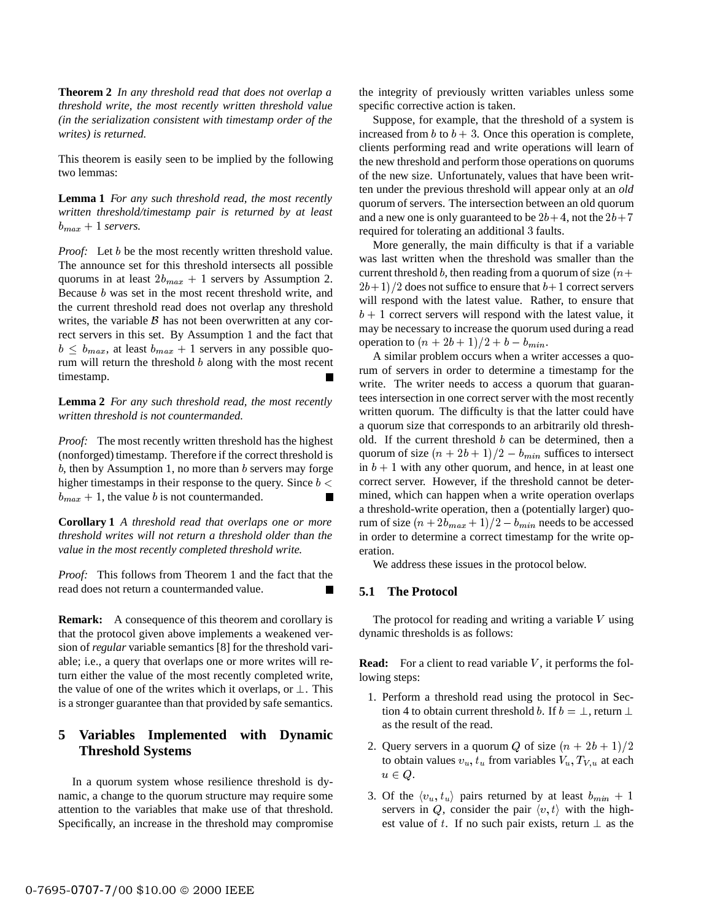**Theorem 2** *In any threshold read that does not overlap a threshold write, the most recently written threshold value (in the serialization consistent with timestamp order of the writes) is returned.*

This theorem is easily seen to be implied by the following two lemmas:

**Lemma 1** *For any such threshold read, the most recently written threshold/timestamp pair is returned by at least $b_{max} + 1$ servers.*

*Proof:* Let $b$ be the most recently written threshold value. The announce set for this threshold intersects all possible quorums in at least $2b_{max} + 1$ servers by Assumption 2. Because $b$ was set in the most recent threshold write, and the current threshold read does not overlap any threshold writes, the variable $\mathcal{B}$ has not been overwritten at any correct servers in this set. By Assumption 1 and the fact that $b \leq b_{max}$, at least $b_{max} + 1$ servers in any possible quorum will return the threshold $b$ along with the most recent timestamp. ■

**Lemma 2** *For any such threshold read, the most recently written threshold is not countermanded.*

*Proof:* The most recently written threshold has the highest (nonforged) timestamp. Therefore if the correct threshold is $b$, then by Assumption 1, no more than $b$ servers may forge higher timestamps in their response to the query. Since $b < b_{max} + 1$, the value $b$ is not countermanded. ■

**Corollary 1** *A threshold read that overlaps one or more threshold writes will not return a threshold older than the value in the most recently completed threshold write.*

*Proof:* This follows from Theorem 1 and the fact that the read does not return a countermanded value. ■

**Remark:** A consequence of this theorem and corollary is that the protocol given above implements a weakened version of *regular* variable semantics [8] for the threshold variable; i.e., a query that overlaps one or more writes will return either the value of the most recently completed write, the value of one of the writes which it overlaps, or $\perp$. This is a stronger guarantee than that provided by safe semantics.

## 5 Variables Implemented with Dynamic Threshold Systems

In a quorum system whose resilience threshold is dynamic, a change to the quorum structure may require some attention to the variables that make use of that threshold. Specifically, an increase in the threshold may compromise the integrity of previously written variables unless some specific corrective action is taken.

Suppose, for example, that the threshold of a system is increased from $b$ to $b+3$. Once this operation is complete, clients performing read and write operations will learn of the new threshold and perform those operations on quorums of the new size. Unfortunately, values that have been written under the previous threshold will appear only at an *old* quorum of servers. The intersection between an old quorum and a new one is only guaranteed to be $2b+4$, not the $2b+7$ required for tolerating an additional 3 faults.

More generally, the main difficulty is that if a variable was last written when the threshold was smaller than the current threshold $b$, then reading from a quorum of size $(n+2b+1)/2$ does not suffice to ensure that $b+1$ correct servers will respond with the latest value. Rather, to ensure that $b+1$ correct servers will respond with the latest value, it may be necessary to increase the quorum used during a read operation to $(n+2b+1)/2 + b - b_{min}$.

A similar problem occurs when a writer accesses a quorum of servers in order to determine a timestamp for the write. The writer needs to access a quorum that guarantees intersection in one correct server with the most recently written quorum. The difficulty is that the latter could have a quorum size that corresponds to an arbitrarily old threshold. If the current threshold $b$ can be determined, then a quorum of size $(n+2b+1)/2 - b_{min}$ suffices to intersect in $b+1$ with any other quorum, and hence, in at least one correct server. However, if the threshold cannot be determined, which can happen when a write operation overlaps a threshold-write operation, then a (potentially larger) quorum of size $(n+2b_{max}+1)/2 - b_{min}$ needs to be accessed in order to determine a correct timestamp for the write operation.

We address these issues in the protocol below.

### 5.1 The Protocol

The protocol for reading and writing a variable $V$ using dynamic thresholds is as follows:

**Read:** For a client to read variable $V$, it performs the following steps:

1. Perform a threshold read using the protocol in Section 4 to obtain current threshold $b$. If $b = \perp$, return $\perp$ as the result of the read.
2. Query servers in a quorum $Q$ of size $(n+2b+1)/2$ to obtain values $v_u, t_u$ from variables $V_u, T_{V,u}$ at each $u \in Q$.
3. Of the $\langle v_u, t_u \rangle$ pairs returned by at least $b_{min} + 1$ servers in $Q$, consider the pair $\langle v, t \rangle$ with the highest value of $t$. If no such pair exists, return $\perp$ as the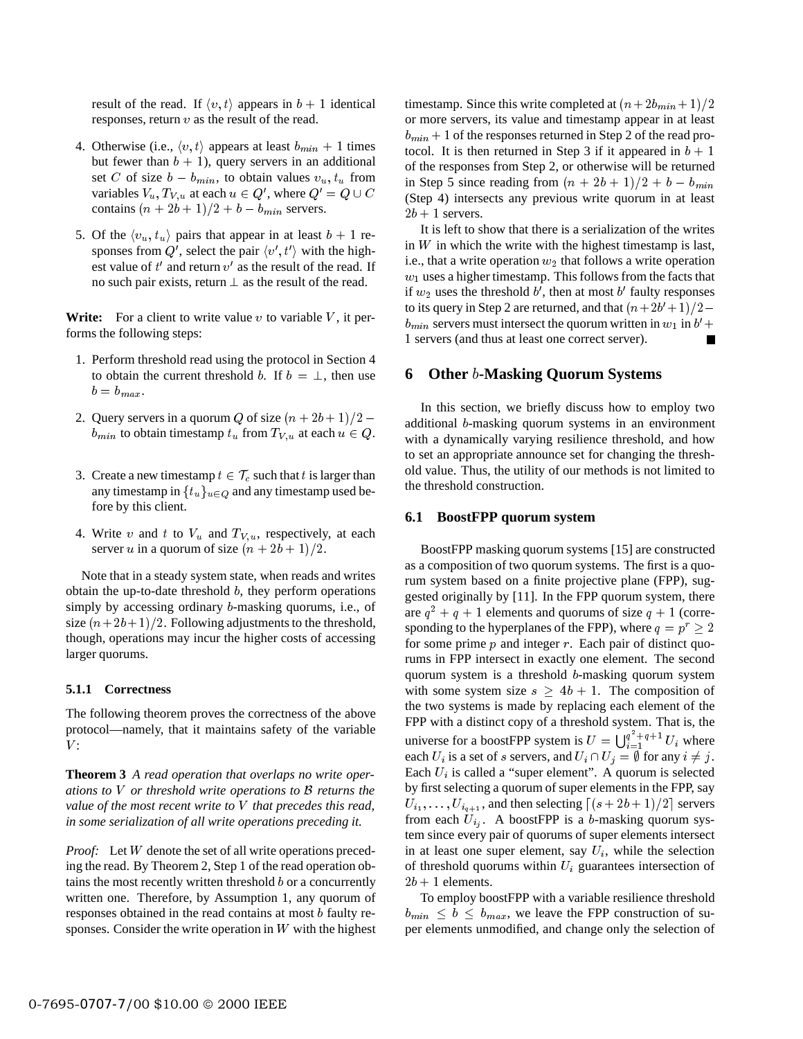result of the read. If $\langle v, t\rangle$ appears in $b+1$ identical responses, return $v$ as the result of the read.

4. Otherwise (i.e., $\langle v, t\rangle$ appears at least $b_{min}+1$ times but fewer than $b+1$), query servers in an additional set $C$ of size $b - b_{min}$, to obtain values $v_u, t_u$ from variables $V_u, T_{V,u}$ at each $u \in Q'$, where $Q' = Q \cup C$ contains $(n+2b+1)/2 + b - b_{min}$ servers.

5. Of the $\langle v_u, t_u\rangle$ pairs that appear in at least $b+1$ responses from $Q'$, select the pair $\langle v', t'\rangle$ with the highest value of $t'$ and return $v'$ as the result of the read. If no such pair exists, return $\perp$ as the result of the read.

**Write:** For a client to write value $v$ to variable $V$, it performs the following steps:

1. Perform threshold read using the protocol in Section 4 to obtain the current threshold $b$. If $b = \perp$, then use $b = b_{max}$.

2. Query servers in a quorum $Q$ of size $(n+2b+1)/2 - b_{min}$ to obtain timestamp $t_u$ from $T_{V,u}$ at each $u \in Q$.

3. Create a new timestamp $t \in \mathcal{T}_c$ such that $t$ is larger than any timestamp in $\{t_u\}_{u\in Q}$ and any timestamp used before by this client.

4. Write $v$ and $t$ to $V_u$ and $T_{V,u}$, respectively, at each server $u$ in a quorum of size $(n+2b+1)/2$.

Note that in a steady system state, when reads and writes obtain the up-to-date threshold $b$, they perform operations simply by accessing ordinary $b$-masking quorums, i.e., of size $(n+2b+1)/2$. Following adjustments to the threshold, though, operations may incur the higher costs of accessing larger quorums.

#### 5.1.1 Correctness

The following theorem proves the correctness of the above protocol—namely, that it maintains safety of the variable $V$:

**Theorem 3** *A read operation that overlaps no write operations to $V$ or threshold write operations to $\mathcal{B}$ returns the value of the most recent write to $V$ that precedes this read, in some serialization of all write operations preceding it.*

*Proof:* Let $W$ denote the set of all write operations preceding the read. By Theorem 2, Step 1 of the read operation obtains the most recently written threshold $b$ or a concurrently written one. Therefore, by Assumption 1, any quorum of responses obtained in the read contains at most $b$ faulty responses. Consider the write operation in $W$ with the highest timestamp. Since this write completed at $(n+2b_{min}+1)/2$ or more servers, its value and timestamp appear in at least $b_{min}+1$ of the responses returned in Step 2 of the read protocol. It is then returned in Step 3 if it appeared in $b+1$ of the responses from Step 2, or otherwise will be returned in Step 5 since reading from $(n+2b+1)/2 + b - b_{min}$ (Step 4) intersects any previous write quorum in at least $2b+1$ servers.

It is left to show that there is a serialization of the writes in $W$ in which the write with the highest timestamp is last, i.e., that a write operation $w_2$ that follows a write operation $w_1$ uses a higher timestamp. This follows from the facts that if $w_2$ uses the threshold $b'$, then at most $b'$ faulty responses to its query in Step 2 are returned, and that $(n+2b'+1)/2 - b_{min}$ servers must intersect the quorum written in $w_1$ in $b'+1$ servers (and thus at least one correct server). ■

## 6 Other $b$-Masking Quorum Systems

In this section, we briefly discuss how to employ two additional $b$-masking quorum systems in an environment with a dynamically varying resilience threshold, and how to set an appropriate announce set for changing the threshold value. Thus, the utility of our methods is not limited to the threshold construction.

### 6.1 BoostFPP quorum system

BoostFPP masking quorum systems [15] are constructed as a composition of two quorum systems. The first is a quorum system based on a finite projective plane (FPP), suggested originally by [11]. In the FPP quorum system, there are $q^2+q+1$ elements and quorums of size $q+1$ (corresponding to the hyperplanes of the FPP), where $q = p^r \geq 2$ for some prime $p$ and integer $r$. Each pair of distinct quorums in FPP intersect in exactly one element. The second quorum system is a threshold $b$-masking quorum system with some system size $s \geq 4b+1$. The composition of the two systems is made by replacing each element of the FPP with a distinct copy of a threshold system. That is, the universe for a boostFPP system is $U = \bigcup_{i=1}^{q^2+q+1} U_i$ where each $U_i$ is a set of $s$ servers, and $U_i \cap U_j = \emptyset$ for any $i \neq j$. Each $U_i$ is called a "super element". A quorum is selected by first selecting a quorum of super elements in the FPP, say $U_{i_1}, \ldots, U_{i_{q+1}}$, and then selecting $\lceil (s+2b+1)/2 \rceil$ servers from each $U_{i_j}$. A boostFPP is a $b$-masking quorum system since every pair of quorums of super elements intersect in at least one super element, say $U_i$, while the selection of threshold quorums within $U_i$ guarantees intersection of $2b+1$ elements.

To employ boostFPP with a variable resilience threshold $b_{min} \leq b \leq b_{max}$, we leave the FPP construction of super elements unmodified, and change only the selection of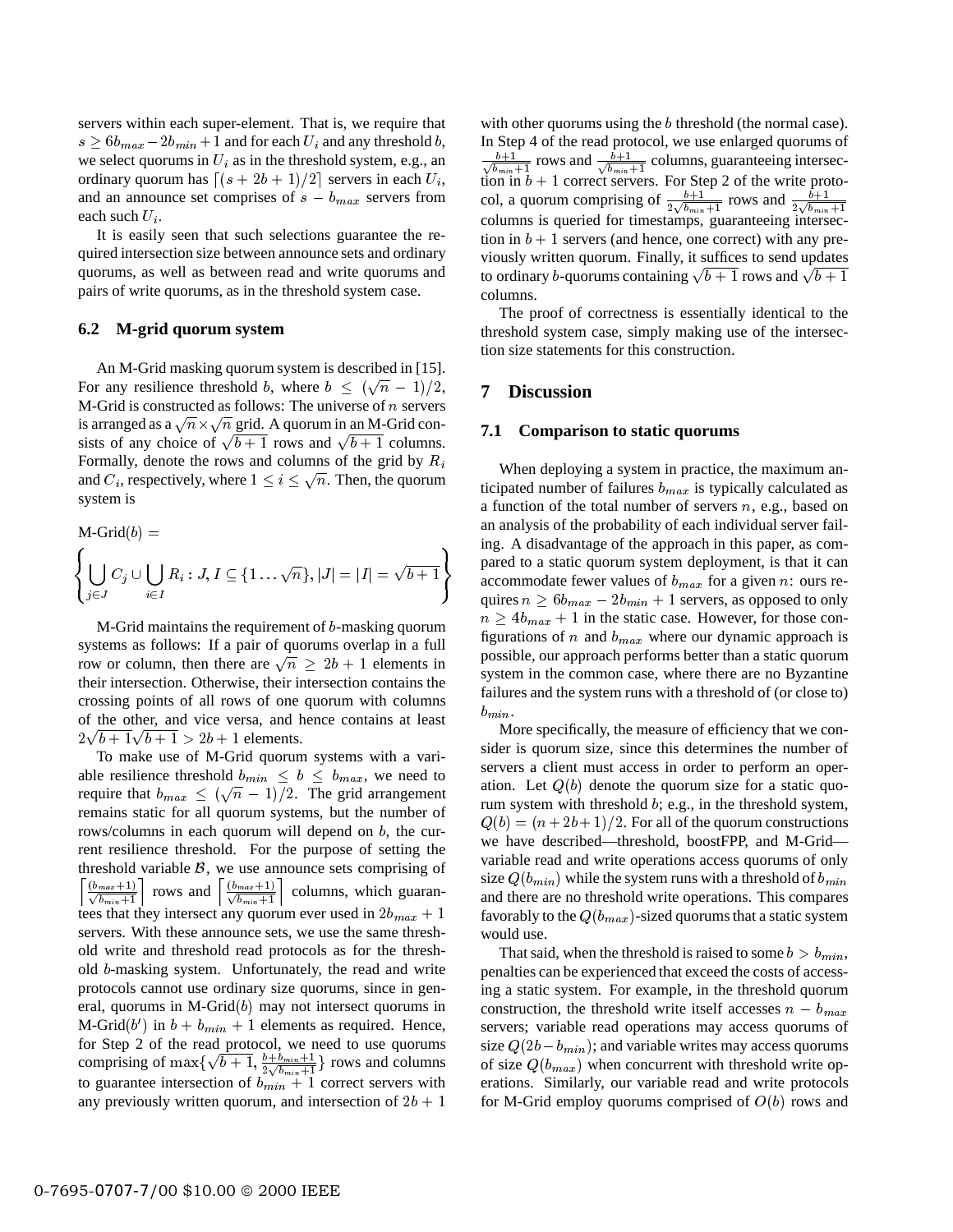servers within each super-element. That is, we require that $s \geq 6b_{max} - 2b_{min} + 1$ and for each $U_i$ and any threshold $b$, we select quorums in $U_i$ as in the threshold system, e.g., an ordinary quorum has $\lceil (s + 2b + 1)/2 \rceil$ servers in each $U_i$, and an announce set comprises of $s - b_{max}$ servers from each such $U_i$.

It is easily seen that such selections guarantee the required intersection size between announce sets and ordinary quorums, as well as between read and write quorums and pairs of write quorums, as in the threshold system case.

### 6.2 M-grid quorum system

An M-Grid masking quorum system is described in [15]. For any resilience threshold $b$, where $b \leq (\sqrt{n} - 1)/2$, M-Grid is constructed as follows: The universe of $n$ servers is arranged as a $\sqrt{n} \times \sqrt{n}$ grid. A quorum in an M-Grid consists of any choice of $\sqrt{b+1}$ rows and $\sqrt{b+1}$ columns. Formally, denote the rows and columns of the grid by $R_i$ and $C_i$, respectively, where $1 \leq i \leq \sqrt{n}$. Then, the quorum system is

$$\text{M-Grid}(b) = \left\{ \bigcup_{j \in J} C_j \cup \bigcup_{i \in I} R_i : J, I \subseteq \{1 \ldots \sqrt{n}\}, |J| = |I| = \sqrt{b+1} \right\}$$

M-Grid maintains the requirement of $b$-masking quorum systems as follows: If a pair of quorums overlap in a full row or column, then there are $\sqrt{n} \geq 2b + 1$ elements in their intersection. Otherwise, their intersection contains the crossing points of all rows of one quorum with columns of the other, and vice versa, and hence contains at least $2\sqrt{b+1}\sqrt{b+1} > 2b + 1$ elements.

To make use of M-Grid quorum systems with a variable resilience threshold $b_{min} \leq b \leq b_{max}$, we need to require that $b_{max} \leq (\sqrt{n} - 1)/2$. The grid arrangement remains static for all quorum systems, but the number of rows/columns in each quorum will depend on $b$, the current resilience threshold. For the purpose of setting the threshold variable $\mathcal{B}$, we use announce sets comprising of $\left\lceil \frac{(b_{max}+1)}{\sqrt{b_{min}+1}} \right\rceil$ rows and $\left\lceil \frac{(b_{max}+1)}{\sqrt{b_{min}+1}} \right\rceil$ columns, which guarantees that they intersect any quorum ever used in $2b_{max} + 1$ servers. With these announce sets, we use the same threshold write and threshold read protocols as for the threshold $b$-masking system. Unfortunately, the read and write protocols cannot use ordinary size quorums, since in general, quorums in M-Grid($b$) may not intersect quorums in M-Grid($b'$) in $b + b_{min} + 1$ elements as required. Hence, for Step 2 of the read protocol, we need to use quorums comprising of $\max\{\sqrt{b+1}, \frac{b+b_{min}+1}{2\sqrt{b_{min}+1}}\}$ rows and columns to guarantee intersection of $b_{min} + 1$ correct servers with any previously written quorum, and intersection of $2b + 1$ with other quorums using the $b$ threshold (the normal case). In Step 4 of the read protocol, we use enlarged quorums of $\frac{b+1}{\sqrt{b_{min}+1}}$ rows and $\frac{b+1}{\sqrt{b_{min}+1}}$ columns, guaranteeing intersection in $b + 1$ correct servers. For Step 2 of the write protocol, a quorum comprising of $\frac{b+1}{2\sqrt{b_{min}+1}}$ rows and $\frac{b+1}{2\sqrt{b_{min}+1}}$ columns is queried for timestamps, guaranteeing intersection in $b + 1$ servers (and hence, one correct) with any previously written quorum. Finally, it suffices to send updates to ordinary $b$-quorums containing $\sqrt{b+1}$ rows and $\sqrt{b+1}$ columns.

The proof of correctness is essentially identical to the threshold system case, simply making use of the intersection size statements for this construction.

## 7 Discussion

### 7.1 Comparison to static quorums

When deploying a system in practice, the maximum anticipated number of failures $b_{max}$ is typically calculated as a function of the total number of servers $n$, e.g., based on an analysis of the probability of each individual server failing. A disadvantage of the approach in this paper, as compared to a static quorum system deployment, is that it can accommodate fewer values of $b_{max}$ for a given $n$: ours requires $n \geq 6b_{max} - 2b_{min} + 1$ servers, as opposed to only $n \geq 4b_{max} + 1$ in the static case. However, for those configurations of $n$ and $b_{max}$ where our dynamic approach is possible, our approach performs better than a static quorum system in the common case, where there are no Byzantine failures and the system runs with a threshold of (or close to) $b_{min}$.

More specifically, the measure of efficiency that we consider is quorum size, since this determines the number of servers a client must access in order to perform an operation. Let $Q(b)$ denote the quorum size for a static quorum system with threshold $b$; e.g., in the threshold system, $Q(b) = (n + 2b + 1)/2$. For all of the quorum constructions we have described—threshold, boostFPP, and M-Grid—variable read and write operations access quorums of only size $Q(b_{min})$ while the system runs with a threshold of $b_{min}$ and there are no threshold write operations. This compares favorably to the $Q(b_{max})$-sized quorums that a static system would use.

That said, when the threshold is raised to some $b > b_{min}$, penalties can be experienced that exceed the costs of accessing a static system. For example, in the threshold quorum construction, the threshold write itself accesses $n - b_{max}$ servers; variable read operations may access quorums of size $Q(2b - b_{min})$; and variable writes may access quorums of size $Q(b_{max})$ when concurrent with threshold write operations. Similarly, our variable read and write protocols for M-Grid employ quorums comprised of $O(b)$ rows and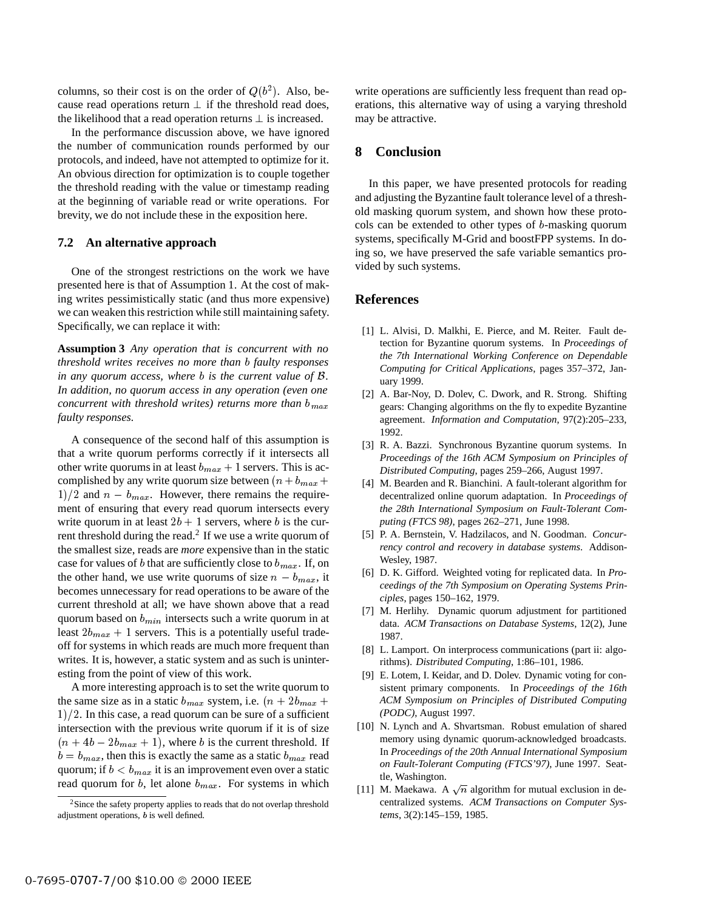columns, so their cost is on the order of $Q(b^2)$. Also, because read operations return $\perp$ if the threshold read does, the likelihood that a read operation returns $\perp$ is increased.

In the performance discussion above, we have ignored the number of communication rounds performed by our protocols, and indeed, have not attempted to optimize for it. An obvious direction for optimization is to couple together the threshold reading with the value or timestamp reading at the beginning of variable read or write operations. For brevity, we do not include these in the exposition here.

### 7.2 An alternative approach

One of the strongest restrictions on the work we have presented here is that of Assumption 1. At the cost of making writes pessimistically static (and thus more expensive) we can weaken this restriction while still maintaining safety. Specifically, we can replace it with:

**Assumption 3** *Any operation that is concurrent with no threshold writes receives no more than $b$ faulty responses in any quorum access, where $b$ is the current value of $\mathcal{B}$. In addition, no quorum access in any operation (even one concurrent with threshold writes) returns more than $b_{max}$ faulty responses.*

A consequence of the second half of this assumption is that a write quorum performs correctly if it intersects all other write quorums in at least $b_{max}+1$ servers. This is accomplished by any write quorum size between $(n+b_{max}+1)/2$ and $n-b_{max}$. However, there remains the requirement of ensuring that every read quorum intersects every write quorum in at least $2b+1$ servers, where $b$ is the current threshold during the read.[2] If we use a write quorum of the smallest size, reads are *more* expensive than in the static case for values of $b$ that are sufficiently close to $b_{max}$. If, on the other hand, we use write quorums of size $n-b_{max}$, it becomes unnecessary for read operations to be aware of the current threshold at all; we have shown above that a read quorum based on $b_{min}$ intersects such a write quorum in at least $2b_{max}+1$ servers. This is a potentially useful tradeoff for systems in which reads are much more frequent than writes. It is, however, a static system and as such is uninteresting from the point of view of this work.

A more interesting approach is to set the write quorum to the same size as in a static $b_{max}$ system, i.e. $(n+2b_{max}+1)/2$. In this case, a read quorum can be sure of a sufficient intersection with the previous write quorum if it is of size $(n+4b-2b_{max}+1)$, where $b$ is the current threshold. If $b=b_{max}$, then this is exactly the same as a static $b_{max}$ read quorum; if $b<b_{max}$ it is an improvement even over a static read quorum for $b$, let alone $b_{max}$. For systems in which write operations are sufficiently less frequent than read operations, this alternative way of using a varying threshold may be attractive.

[2] Since the safety property applies to reads that do not overlap threshold adjustment operations, $b$ is well defined.

## 8 Conclusion

In this paper, we have presented protocols for reading and adjusting the Byzantine fault tolerance level of a threshold masking quorum system, and shown how these protocols can be extended to other types of $b$-masking quorum systems, specifically M-Grid and boostFPP systems. In doing so, we have preserved the safe variable semantics provided by such systems.

## References

[1] L. Alvisi, D. Malkhi, E. Pierce, and M. Reiter. Fault detection for Byzantine quorum systems. In *Proceedings of the 7th International Working Conference on Dependable Computing for Critical Applications*, pages 357–372, January 1999.

[2] A. Bar-Noy, D. Dolev, C. Dwork, and R. Strong. Shifting gears: Changing algorithms on the fly to expedite Byzantine agreement. *Information and Computation*, 97(2):205–233, 1992.

[3] R. A. Bazzi. Synchronous Byzantine quorum systems. In *Proceedings of the 16th ACM Symposium on Principles of Distributed Computing*, pages 259–266, August 1997.

[4] M. Bearden and R. Bianchini. A fault-tolerant algorithm for decentralized online quorum adaptation. In *Proceedings of the 28th International Symposium on Fault-Tolerant Computing (FTCS 98)*, pages 262–271, June 1998.

[5] P. A. Bernstein, V. Hadzilacos, and N. Goodman. *Concurrency control and recovery in database systems*. Addison-Wesley, 1987.

[6] D. K. Gifford. Weighted voting for replicated data. In *Proceedings of the 7th Symposium on Operating Systems Principles*, pages 150–162, 1979.

[7] M. Herlihy. Dynamic quorum adjustment for partitioned data. *ACM Transactions on Database Systems*, 12(2), June 1987.

[8] L. Lamport. On interprocess communications (part ii: algorithms). *Distributed Computing*, 1:86–101, 1986.

[9] E. Lotem, I. Keidar, and D. Dolev. Dynamic voting for consistent primary components. In *Proceedings of the 16th ACM Symposium on Principles of Distributed Computing (PODC)*, August 1997.

[10] N. Lynch and A. Shvartsman. Robust emulation of shared memory using dynamic quorum-acknowledged broadcasts. In *Proceedings of the 20th Annual International Symposium on Fault-Tolerant Computing (FTCS'97)*, June 1997. Seattle, Washington.

[11] M. Maekawa. A $\sqrt{n}$ algorithm for mutual exclusion in decentralized systems. *ACM Transactions on Computer Systems*, 3(2):145–159, 1985.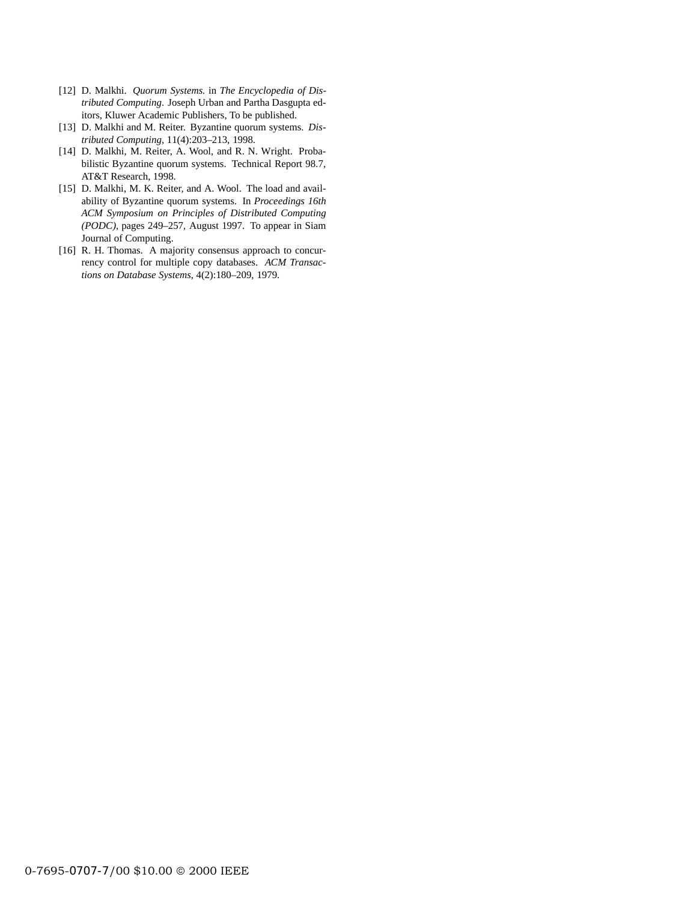[12] D. Malkhi. *Quorum Systems.* in *The Encyclopedia of Distributed Computing*. Joseph Urban and Partha Dasgupta editors, Kluwer Academic Publishers, To be published.

[13] D. Malkhi and M. Reiter. Byzantine quorum systems. *Distributed Computing*, 11(4):203–213, 1998.

[14] D. Malkhi, M. Reiter, A. Wool, and R. N. Wright. Probabilistic Byzantine quorum systems. Technical Report 98.7, AT&T Research, 1998.

[15] D. Malkhi, M. K. Reiter, and A. Wool. The load and availability of Byzantine quorum systems. In *Proceedings 16th ACM Symposium on Principles of Distributed Computing (PODC)*, pages 249–257, August 1997. To appear in Siam Journal of Computing.

[16] R. H. Thomas. A majority consensus approach to concurrency control for multiple copy databases. *ACM Transactions on Database Systems*, 4(2):180–209, 1979.